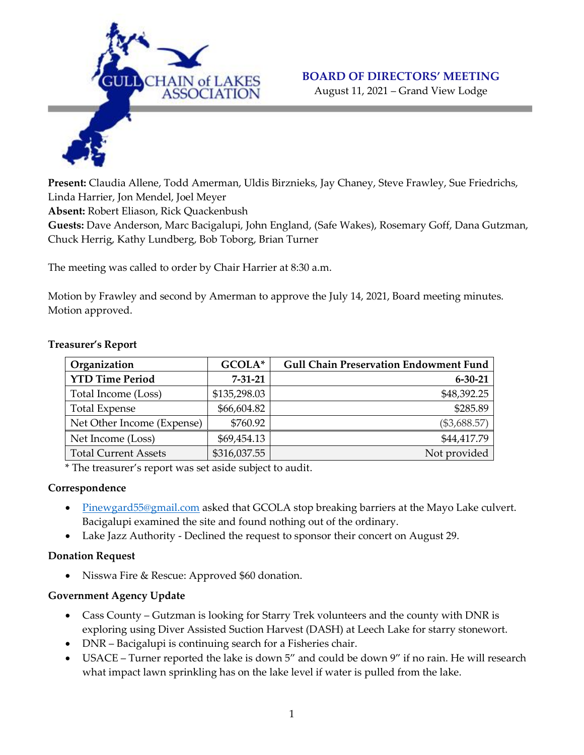# GULL CHAIN of LAKES ASSOCIATION

## BOARD OF DIRECTORS' MEETING

August 11, 2021 – Grand View Lodge

**Present:** Claudia Allene, Todd Amerman, Uldis Birznieks, Jay Chaney, Steve Frawley, Sue Friedrichs, Linda Harrier, Jon Mendel, Joel Meyer
**Absent:** Robert Eliason, Rick Quackenbush
**Guests:** Dave Anderson, Marc Bacigalupi, John England, (Safe Wakes), Rosemary Goff, Dana Gutzman, Chuck Herrig, Kathy Lundberg, Bob Toborg, Brian Turner

The meeting was called to order by Chair Harrier at 8:30 a.m.

Motion by Frawley and second by Amerman to approve the July 14, 2021, Board meeting minutes. Motion approved.

**Treasurer's Report**

| Organization | GCOLA* | Gull Chain Preservation Endowment Fund |
|---|---|---|
| **YTD Time Period** | **7-31-21** | **6-30-21** |
| Total Income (Loss) | $135,298.03 | $48,392.25 |
| Total Expense | $66,604.82 | $285.89 |
| Net Other Income (Expense) | $760.92 | ($3,688.57) |
| Net Income (Loss) | $69,454.13 | $44,417.79 |
| Total Current Assets | $316,037.55 | Not provided |

\* The treasurer's report was set aside subject to audit.

**Correspondence**

- Pinewgard55@gmail.com asked that GCOLA stop breaking barriers at the Mayo Lake culvert. Bacigalupi examined the site and found nothing out of the ordinary.
- Lake Jazz Authority - Declined the request to sponsor their concert on August 29.

**Donation Request**

- Nisswa Fire & Rescue: Approved $60 donation.

**Government Agency Update**

- Cass County – Gutzman is looking for Starry Trek volunteers and the county with DNR is exploring using Diver Assisted Suction Harvest (DASH) at Leech Lake for starry stonewort.
- DNR – Bacigalupi is continuing search for a Fisheries chair.
- USACE – Turner reported the lake is down 5" and could be down 9" if no rain. He will research what impact lawn sprinkling has on the lake level if water is pulled from the lake.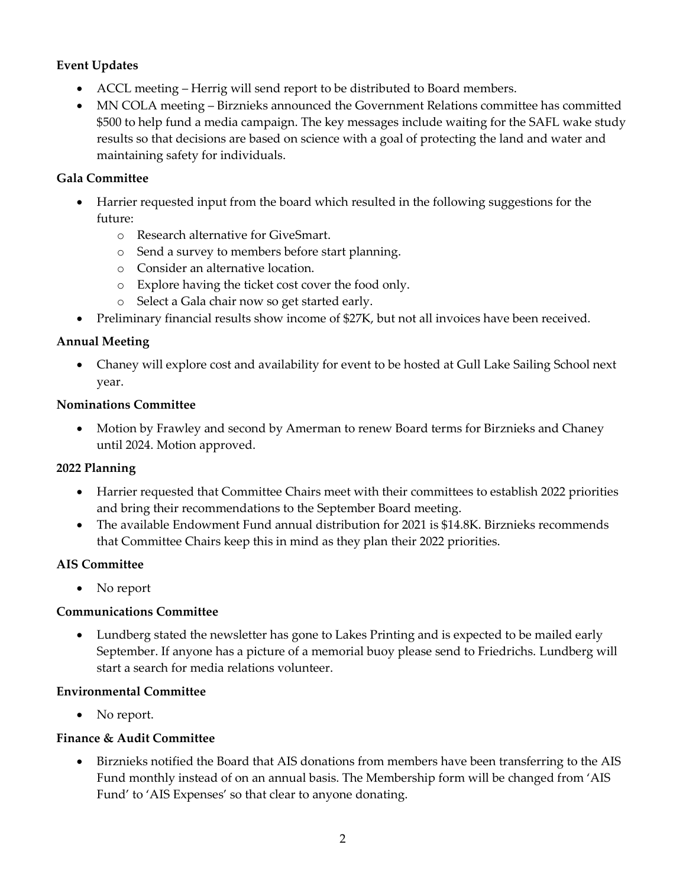**Event Updates**

- ACCL meeting – Herrig will send report to be distributed to Board members.
- MN COLA meeting – Birznieks announced the Government Relations committee has committed \$500 to help fund a media campaign. The key messages include waiting for the SAFL wake study results so that decisions are based on science with a goal of protecting the land and water and maintaining safety for individuals.

**Gala Committee**

- Harrier requested input from the board which resulted in the following suggestions for the future:
    - Research alternative for GiveSmart.
    - Send a survey to members before start planning.
    - Consider an alternative location.
    - Explore having the ticket cost cover the food only.
    - Select a Gala chair now so get started early.
- Preliminary financial results show income of \$27K, but not all invoices have been received.

**Annual Meeting**

- Chaney will explore cost and availability for event to be hosted at Gull Lake Sailing School next year.

**Nominations Committee**

- Motion by Frawley and second by Amerman to renew Board terms for Birznieks and Chaney until 2024. Motion approved.

**2022 Planning**

- Harrier requested that Committee Chairs meet with their committees to establish 2022 priorities and bring their recommendations to the September Board meeting.
- The available Endowment Fund annual distribution for 2021 is \$14.8K. Birznieks recommends that Committee Chairs keep this in mind as they plan their 2022 priorities.

**AIS Committee**

- No report

**Communications Committee**

- Lundberg stated the newsletter has gone to Lakes Printing and is expected to be mailed early September. If anyone has a picture of a memorial buoy please send to Friedrichs. Lundberg will start a search for media relations volunteer.

**Environmental Committee**

- No report.

**Finance & Audit Committee**

- Birznieks notified the Board that AIS donations from members have been transferring to the AIS Fund monthly instead of on an annual basis. The Membership form will be changed from 'AIS Fund' to 'AIS Expenses' so that clear to anyone donating.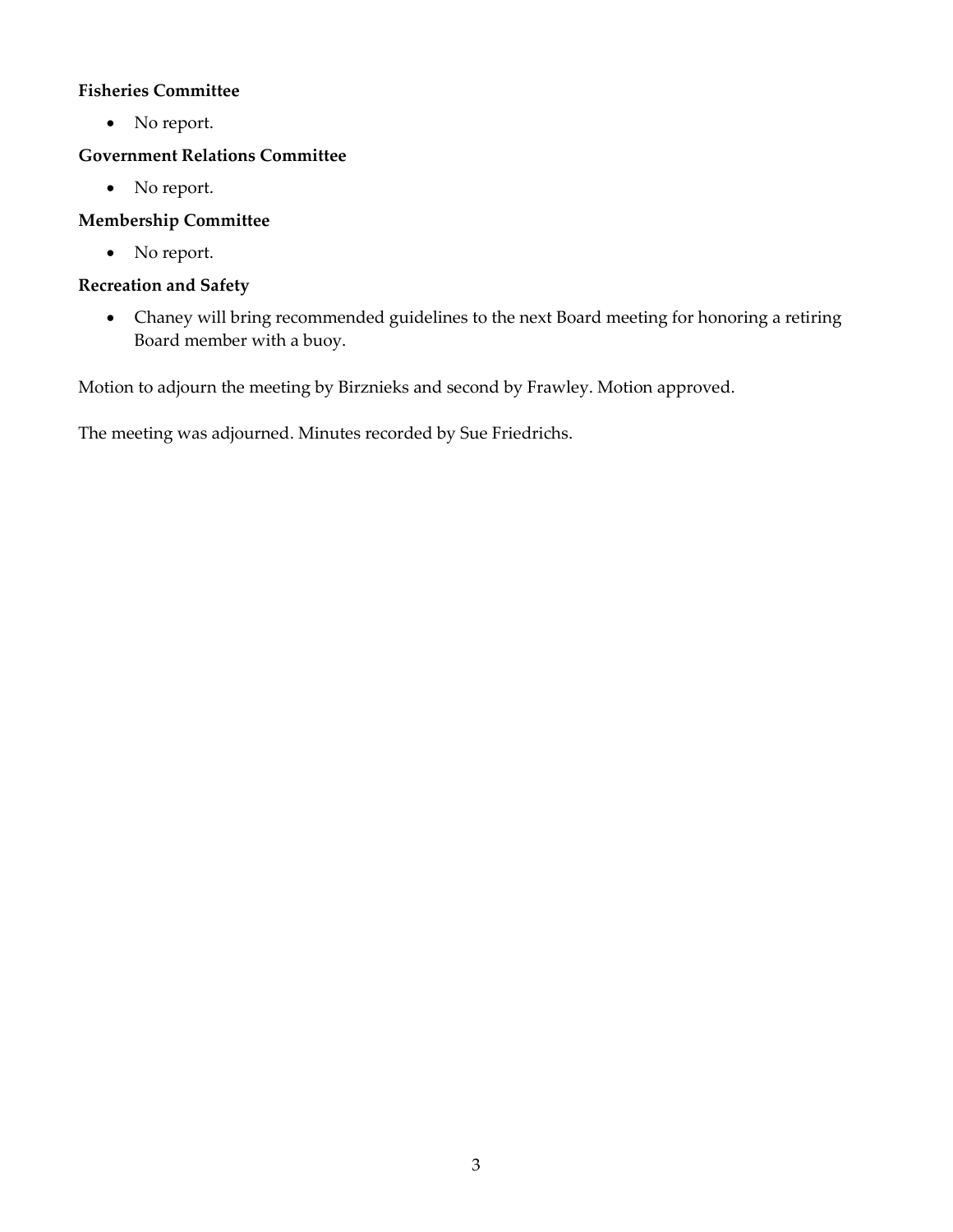**Fisheries Committee**

- No report.

**Government Relations Committee**

- No report.

**Membership Committee**

- No report.

**Recreation and Safety**

- Chaney will bring recommended guidelines to the next Board meeting for honoring a retiring Board member with a buoy.

Motion to adjourn the meeting by Birznieks and second by Frawley. Motion approved.

The meeting was adjourned. Minutes recorded by Sue Friedrichs.